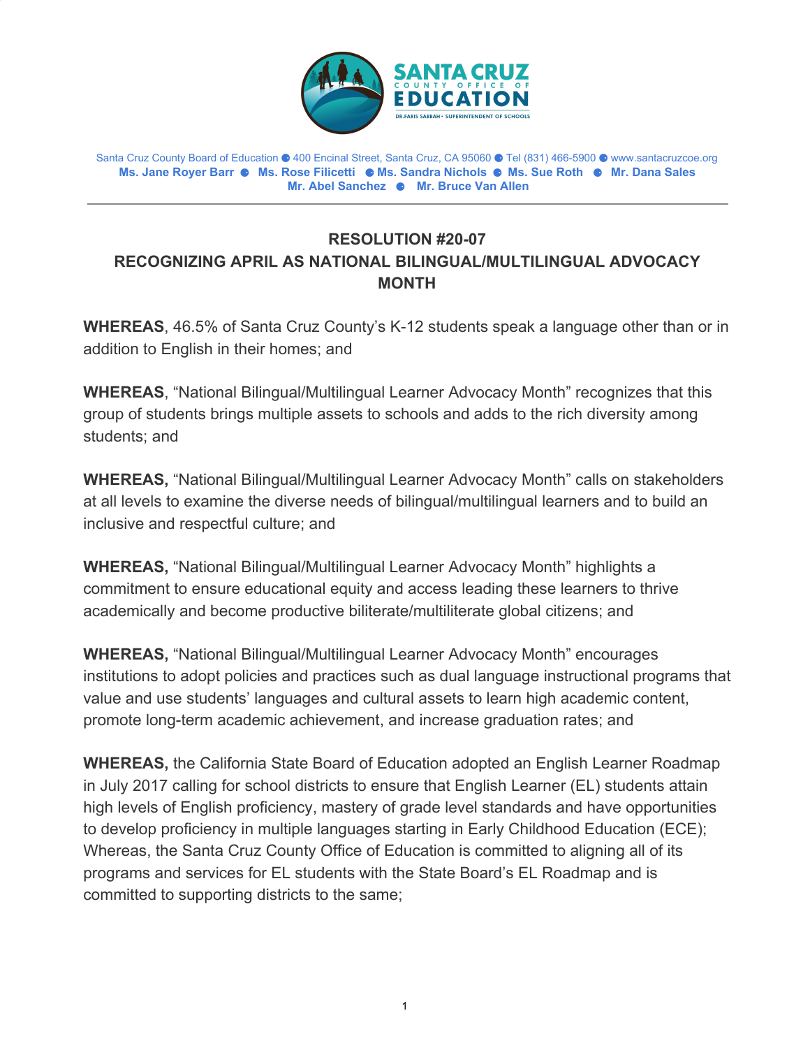SANTA CRUZ COUNTY OFFICE OF EDUCATION
DR. FARIS SABBAH • SUPERINTENDENT OF SCHOOLS

Santa Cruz County Board of Education ● 400 Encinal Street, Santa Cruz, CA 95060 ● Tel (831) 466-5900 ● www.santacruzcoe.org
**Ms. Jane Royer Barr ● Ms. Rose Filicetti ● Ms. Sandra Nichols ● Ms. Sue Roth ● Mr. Dana Sales**
**Mr. Abel Sanchez ● Mr. Bruce Van Allen**

---

## RESOLUTION #20-07
## RECOGNIZING APRIL AS NATIONAL BILINGUAL/MULTILINGUAL ADVOCACY MONTH

**WHEREAS**, 46.5% of Santa Cruz County's K-12 students speak a language other than or in addition to English in their homes; and

**WHEREAS**, "National Bilingual/Multilingual Learner Advocacy Month" recognizes that this group of students brings multiple assets to schools and adds to the rich diversity among students; and

**WHEREAS,** "National Bilingual/Multilingual Learner Advocacy Month" calls on stakeholders at all levels to examine the diverse needs of bilingual/multilingual learners and to build an inclusive and respectful culture; and

**WHEREAS,** "National Bilingual/Multilingual Learner Advocacy Month" highlights a commitment to ensure educational equity and access leading these learners to thrive academically and become productive biliterate/multiliterate global citizens; and

**WHEREAS,** "National Bilingual/Multilingual Learner Advocacy Month" encourages institutions to adopt policies and practices such as dual language instructional programs that value and use students' languages and cultural assets to learn high academic content, promote long-term academic achievement, and increase graduation rates; and

**WHEREAS,** the California State Board of Education adopted an English Learner Roadmap in July 2017 calling for school districts to ensure that English Learner (EL) students attain high levels of English proficiency, mastery of grade level standards and have opportunities to develop proficiency in multiple languages starting in Early Childhood Education (ECE); Whereas, the Santa Cruz County Office of Education is committed to aligning all of its programs and services for EL students with the State Board's EL Roadmap and is committed to supporting districts to the same;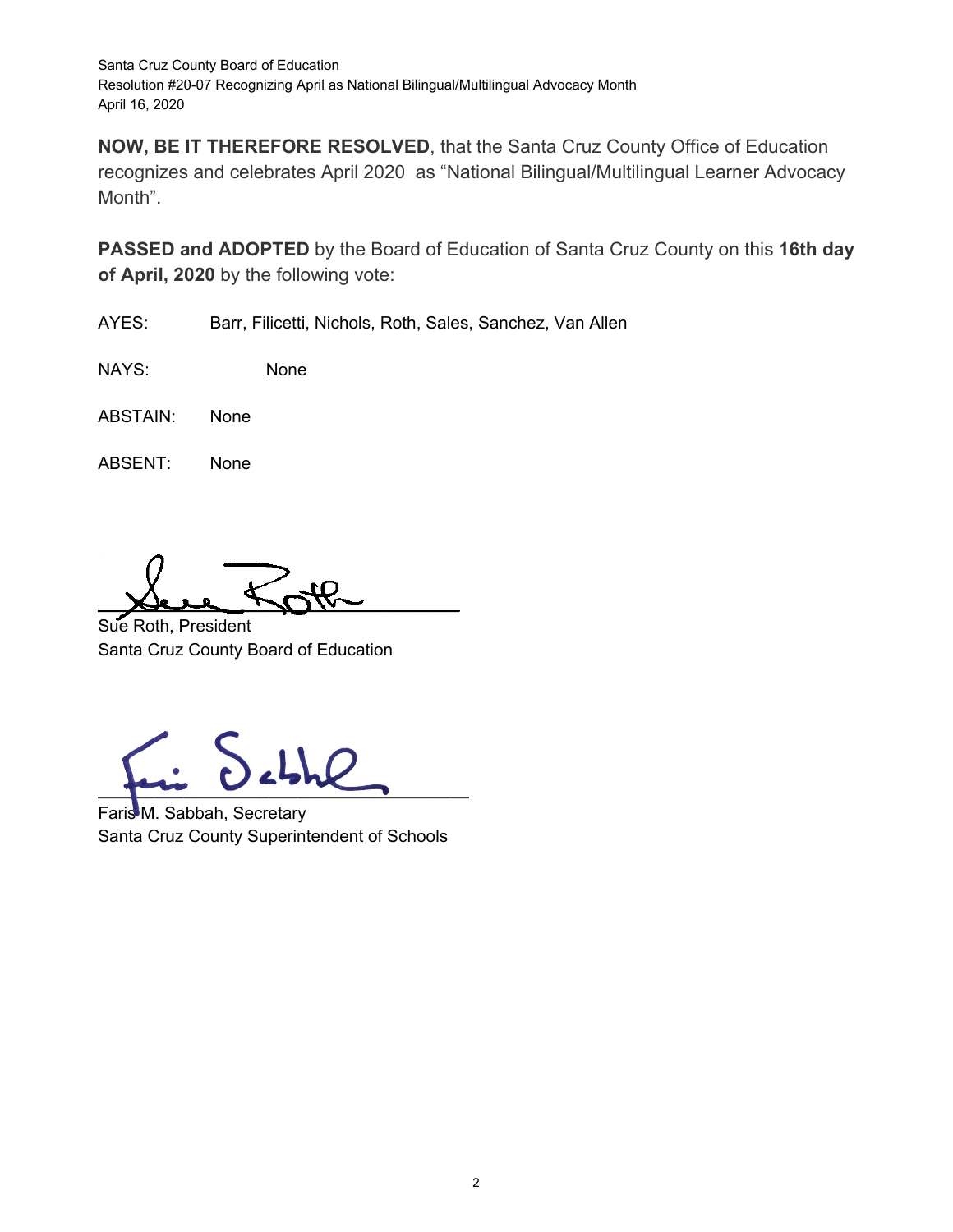**NOW, BE IT THEREFORE RESOLVED**, that the Santa Cruz County Office of Education recognizes and celebrates April 2020 as "National Bilingual/Multilingual Learner Advocacy Month".

**PASSED and ADOPTED** by the Board of Education of Santa Cruz County on this **16th day of April, 2020** by the following vote:

AYES: Barr, Filicetti, Nichols, Roth, Sales, Sanchez, Van Allen

NAYS: None

ABSTAIN: None

ABSENT: None

\_\_\_\_\_\_\_\_\_\_\_\_\_\_\_\_\_\_\_\_\_\_\_\_\_\_\_\_\_\_\_\_\_\_\_\_

Sue Roth, President
Santa Cruz County Board of Education

\_\_\_\_\_\_\_\_\_\_\_\_\_\_\_\_\_\_\_\_\_\_\_\_\_\_\_\_\_\_\_\_\_\_\_\_

Faris M. Sabbah, Secretary
Santa Cruz County Superintendent of Schools